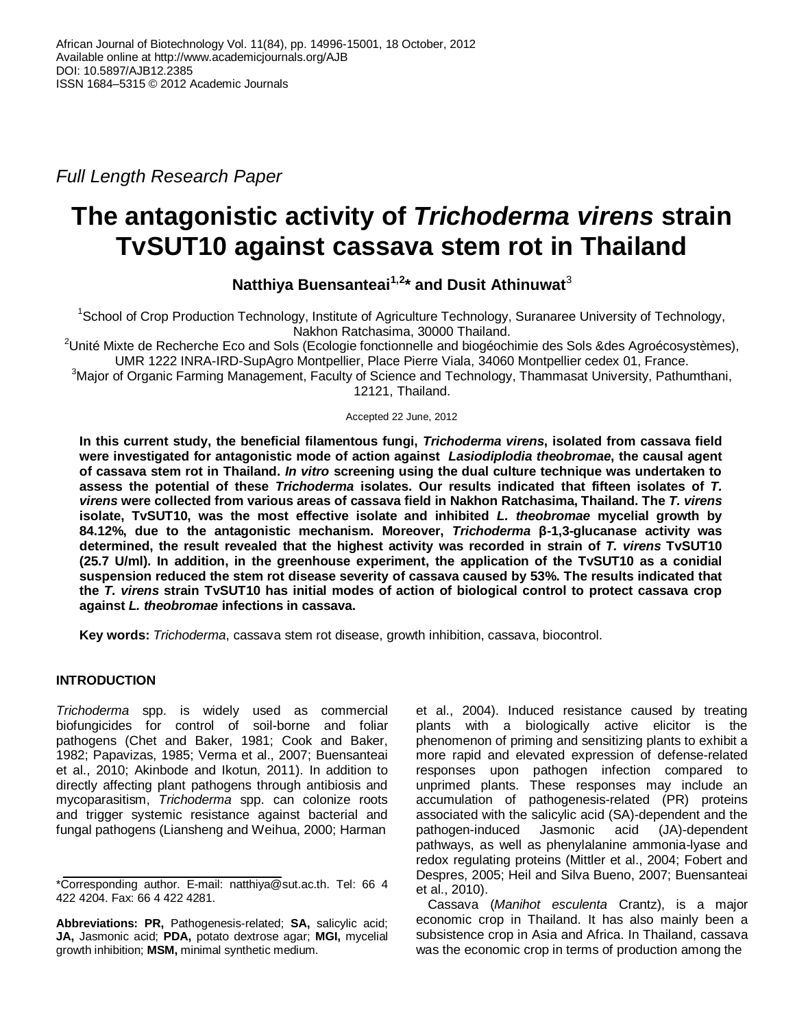Full Length Research Paper

# The antagonistic activity of *Trichoderma virens* strain TvSUT10 against cassava stem rot in Thailand

**Natthiya Buensanteai[1,2]* and Dusit Athinuwat[3]**

[1]School of Crop Production Technology, Institute of Agriculture Technology, Suranaree University of Technology, Nakhon Ratchasima, 30000 Thailand.

[2]Unité Mixte de Recherche Eco and Sols (Ecologie fonctionnelle and biogéochimie des Sols &des Agroécosystèmes), UMR 1222 INRA-IRD-SupAgro Montpellier, Place Pierre Viala, 34060 Montpellier cedex 01, France.

[3]Major of Organic Farming Management, Faculty of Science and Technology, Thammasat University, Pathumthani, 12121, Thailand.

Accepted 22 June, 2012

**In this current study, the beneficial filamentous fungi, *Trichoderma virens*, isolated from cassava field were investigated for antagonistic mode of action against *Lasiodiplodia theobromae*, the causal agent of cassava stem rot in Thailand. *In vitro* screening using the dual culture technique was undertaken to assess the potential of these *Trichoderma* isolates. Our results indicated that fifteen isolates of *T. virens* were collected from various areas of cassava field in Nakhon Ratchasima, Thailand. The *T. virens* isolate, TvSUT10, was the most effective isolate and inhibited *L. theobromae* mycelial growth by 84.12%, due to the antagonistic mechanism. Moreover, *Trichoderma* β-1,3-glucanase activity was determined, the result revealed that the highest activity was recorded in strain of *T. virens* TvSUT10 (25.7 U/ml). In addition, in the greenhouse experiment, the application of the TvSUT10 as a conidial suspension reduced the stem rot disease severity of cassava caused by 53%. The results indicated that the *T. virens* strain TvSUT10 has initial modes of action of biological control to protect cassava crop against *L. theobromae* infections in cassava.**

**Key words:** *Trichoderma*, cassava stem rot disease, growth inhibition, cassava, biocontrol.

## INTRODUCTION

*Trichoderma* spp. is widely used as commercial biofungicides for control of soil-borne and foliar pathogens (Chet and Baker, 1981; Cook and Baker, 1982; Papavizas, 1985; Verma et al., 2007; Buensanteai et al., 2010; Akinbode and Ikotun, 2011). In addition to directly affecting plant pathogens through antibiosis and mycoparasitism, *Trichoderma* spp. can colonize roots and trigger systemic resistance against bacterial and fungal pathogens (Liansheng and Weihua, 2000; Harman et al., 2004). Induced resistance caused by treating plants with a biologically active elicitor is the phenomenon of priming and sensitizing plants to exhibit a more rapid and elevated expression of defense-related responses upon pathogen infection compared to unprimed plants. These responses may include an accumulation of pathogenesis-related (PR) proteins associated with the salicylic acid (SA)-dependent and the pathogen-induced Jasmonic acid (JA)-dependent pathways, as well as phenylalanine ammonia-lyase and redox regulating proteins (Mittler et al., 2004; Fobert and Despres, 2005; Heil and Silva Bueno, 2007; Buensanteai et al., 2010).

Cassava (*Manihot esculenta* Crantz), is a major economic crop in Thailand. It has also mainly been a subsistence crop in Asia and Africa. In Thailand, cassava was the economic crop in terms of production among the

*Corresponding author. E-mail: natthiya@sut.ac.th. Tel: 66 4 422 4204. Fax: 66 4 422 4281.

**Abbreviations: PR,** Pathogenesis-related; **SA,** salicylic acid; **JA,** Jasmonic acid; **PDA,** potato dextrose agar; **MGI,** mycelial growth inhibition; **MSM,** minimal synthetic medium.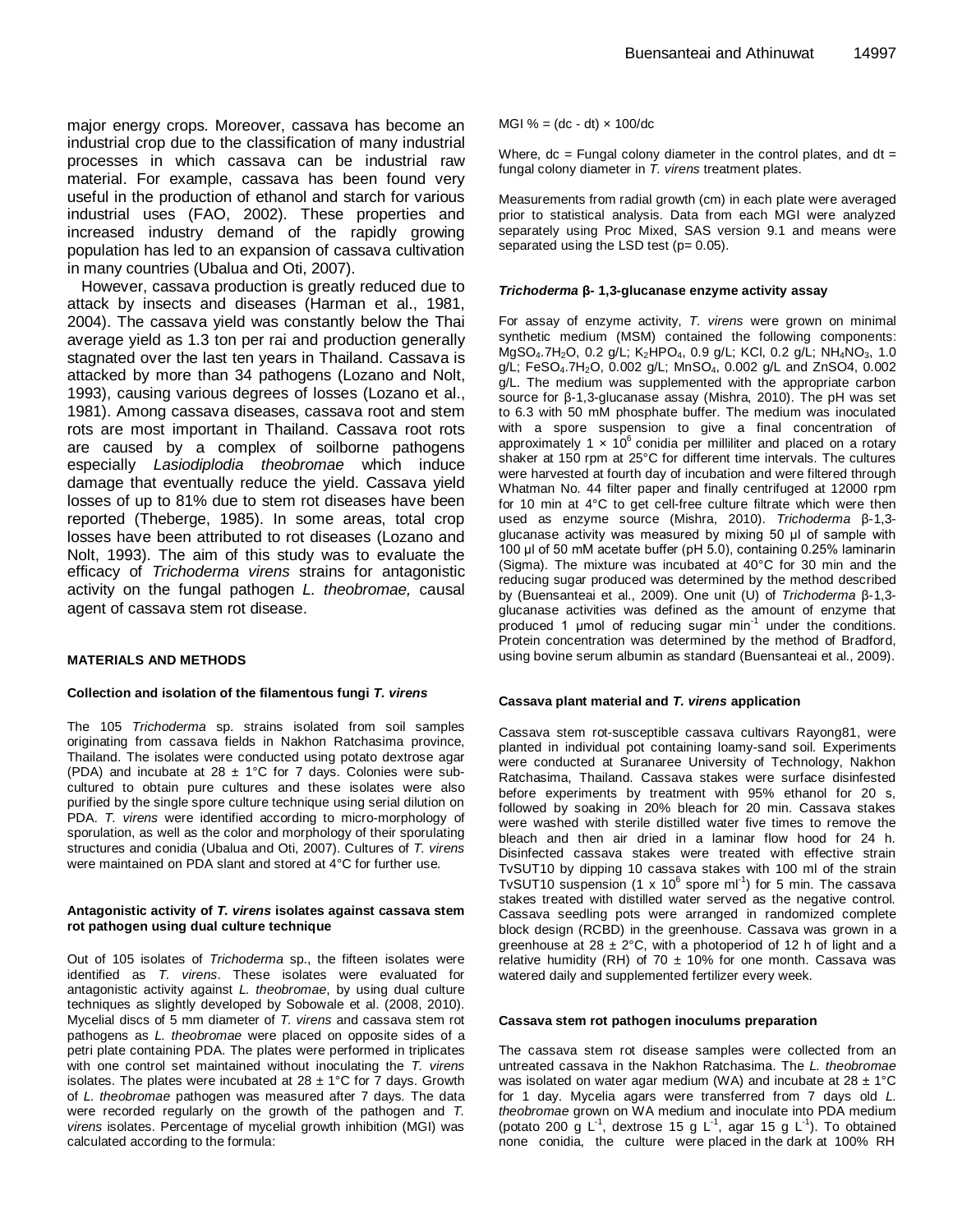major energy crops. Moreover, cassava has become an industrial crop due to the classification of many industrial processes in which cassava can be industrial raw material. For example, cassava has been found very useful in the production of ethanol and starch for various industrial uses (FAO, 2002). These properties and increased industry demand of the rapidly growing population has led to an expansion of cassava cultivation in many countries (Ubalua and Oti, 2007).

However, cassava production is greatly reduced due to attack by insects and diseases (Harman et al., 1981, 2004). The cassava yield was constantly below the Thai average yield as 1.3 ton per rai and production generally stagnated over the last ten years in Thailand. Cassava is attacked by more than 34 pathogens (Lozano and Nolt, 1993), causing various degrees of losses (Lozano et al., 1981). Among cassava diseases, cassava root and stem rots are most important in Thailand. Cassava root rots are caused by a complex of soilborne pathogens especially *Lasiodiplodia theobromae* which induce damage that eventually reduce the yield. Cassava yield losses of up to 81% due to stem rot diseases have been reported (Theberge, 1985). In some areas, total crop losses have been attributed to rot diseases (Lozano and Nolt, 1993). The aim of this study was to evaluate the efficacy of *Trichoderma virens* strains for antagonistic activity on the fungal pathogen *L. theobromae,* causal agent of cassava stem rot disease.

## MATERIALS AND METHODS

### Collection and isolation of the filamentous fungi *T. virens*

The 105 *Trichoderma* sp. strains isolated from soil samples originating from cassava fields in Nakhon Ratchasima province, Thailand. The isolates were conducted using potato dextrose agar (PDA) and incubate at 28 ± 1°C for 7 days. Colonies were sub-cultured to obtain pure cultures and these isolates were also purified by the single spore culture technique using serial dilution on PDA. *T. virens* were identified according to micro-morphology of sporulation, as well as the color and morphology of their sporulating structures and conidia (Ubalua and Oti, 2007). Cultures of *T. virens* were maintained on PDA slant and stored at 4°C for further use.

### Antagonistic activity of *T. virens* isolates against cassava stem rot pathogen using dual culture technique

Out of 105 isolates of *Trichoderma* sp., the fifteen isolates were identified as *T. virens*. These isolates were evaluated for antagonistic activity against *L. theobromae*, by using dual culture techniques as slightly developed by Sobowale et al. (2008, 2010). Mycelial discs of 5 mm diameter of *T. virens* and cassava stem rot pathogens as *L. theobromae* were placed on opposite sides of a petri plate containing PDA. The plates were performed in triplicates with one control set maintained without inoculating the *T. virens* isolates. The plates were incubated at 28 ± 1°C for 7 days. Growth of *L. theobromae* pathogen was measured after 7 days. The data were recorded regularly on the growth of the pathogen and *T. virens* isolates. Percentage of mycelial growth inhibition (MGI) was calculated according to the formula:

$$\text{MGI \%} = (dc - dt) \times 100/dc$$

Where, dc = Fungal colony diameter in the control plates, and dt = fungal colony diameter in *T. virens* treatment plates.

Measurements from radial growth (cm) in each plate were averaged prior to statistical analysis. Data from each MGI were analyzed separately using Proc Mixed, SAS version 9.1 and means were separated using the LSD test ($p = 0.05$).

### *Trichoderma* β- 1,3-glucanase enzyme activity assay

For assay of enzyme activity, *T. virens* were grown on minimal synthetic medium (MSM) contained the following components: $MgSO_4.7H_2O$, 0.2 g/L; $K_2HPO_4$, 0.9 g/L; KCl, 0.2 g/L; $NH_4NO_3$, 1.0 g/L; $FeSO_4.7H_2O$, 0.002 g/L; $MnSO_4$, 0.002 g/L and $ZnSO_4$, 0.002 g/L. The medium was supplemented with the appropriate carbon source for β-1,3-glucanase assay (Mishra, 2010). The pH was set to 6.3 with 50 mM phosphate buffer. The medium was inoculated with a spore suspension to give a final concentration of approximately $1 \times 10^6$ conidia per milliliter and placed on a rotary shaker at 150 rpm at 25°C for different time intervals. The cultures were harvested at fourth day of incubation and were filtered through Whatman No. 44 filter paper and finally centrifuged at 12000 rpm for 10 min at 4°C to get cell-free culture filtrate which were then used as enzyme source (Mishra, 2010). *Trichoderma* β-1,3-glucanase activity was measured by mixing 50 µl of sample with 100 µl of 50 mM acetate buffer (pH 5.0), containing 0.25% laminarin (Sigma). The mixture was incubated at 40°C for 30 min and the reducing sugar produced was determined by the method described by (Buensanteai et al., 2009). One unit (U) of *Trichoderma* β-1,3-glucanase activities was defined as the amount of enzyme that produced 1 µmol of reducing sugar $min^{-1}$ under the conditions. Protein concentration was determined by the method of Bradford, using bovine serum albumin as standard (Buensanteai et al., 2009).

### Cassava plant material and *T. virens* application

Cassava stem rot-susceptible cassava cultivars Rayong81, were planted in individual pot containing loamy-sand soil. Experiments were conducted at Suranaree University of Technology, Nakhon Ratchasima, Thailand. Cassava stakes were surface disinfested before experiments by treatment with 95% ethanol for 20 s, followed by soaking in 20% bleach for 20 min. Cassava stakes were washed with sterile distilled water five times to remove the bleach and then air dried in a laminar flow hood for 24 h. Disinfected cassava stakes were treated with effective strain TvSUT10 by dipping 10 cassava stakes with 100 ml of the strain TvSUT10 suspension ($1 \times 10^6$ spore $ml^{-1}$) for 5 min. The cassava stakes treated with distilled water served as the negative control. Cassava seedling pots were arranged in randomized complete block design (RCBD) in the greenhouse. Cassava was grown in a greenhouse at 28 ± 2°C, with a photoperiod of 12 h of light and a relative humidity (RH) of 70 ± 10% for one month. Cassava was watered daily and supplemented fertilizer every week.

### Cassava stem rot pathogen inoculums preparation

The cassava stem rot disease samples were collected from an untreated cassava in the Nakhon Ratchasima. The *L. theobromae* was isolated on water agar medium (WA) and incubate at 28 ± 1°C for 1 day. Mycelia agars were transferred from 7 days old *L. theobromae* grown on WA medium and inoculate into PDA medium (potato 200 g $L^{-1}$, dextrose 15 g $L^{-1}$, agar 15 g $L^{-1}$). To obtained none conidia, the culture were placed in the dark at 100% RH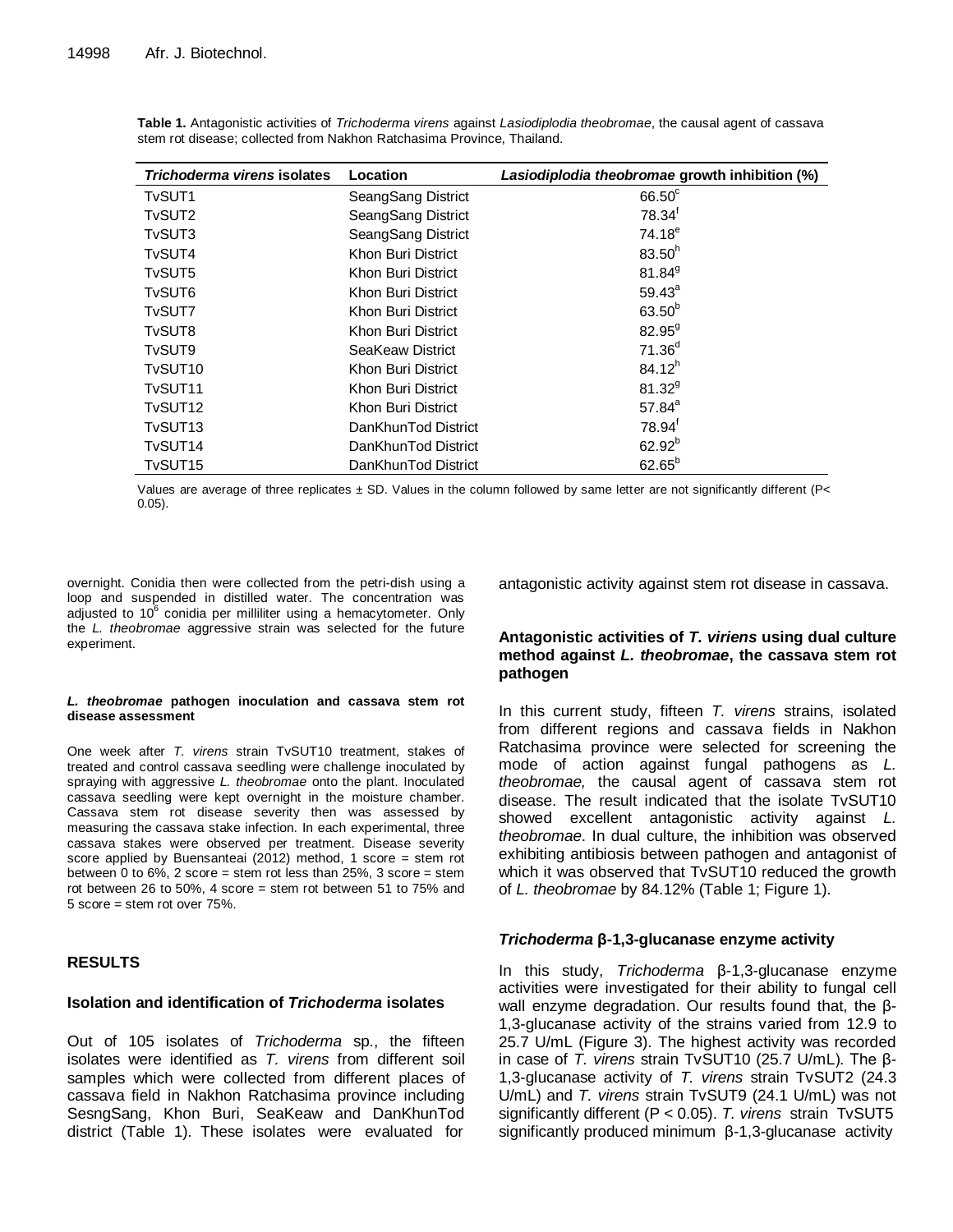**Table 1.** Antagonistic activities of *Trichoderma virens* against *Lasiodiplodia theobromae*, the causal agent of cassava stem rot disease; collected from Nakhon Ratchasima Province, Thailand.

| *Trichoderma virens* isolates | Location | *Lasiodiplodia theobromae* growth inhibition (%) |
|---|---|---|
| TvSUT1 | SeangSang District | 66.50[c] |
| TvSUT2 | SeangSang District | 78.34[f] |
| TvSUT3 | SeangSang District | 74.18[e] |
| TvSUT4 | Khon Buri District | 83.50[h] |
| TvSUT5 | Khon Buri District | 81.84[g] |
| TvSUT6 | Khon Buri District | 59.43[a] |
| TvSUT7 | Khon Buri District | 63.50[b] |
| TvSUT8 | Khon Buri District | 82.95[g] |
| TvSUT9 | SeaKeaw District | 71.36[d] |
| TvSUT10 | Khon Buri District | 84.12[h] |
| TvSUT11 | Khon Buri District | 81.32[g] |
| TvSUT12 | Khon Buri District | 57.84[a] |
| TvSUT13 | DanKhunTod District | 78.94[f] |
| TvSUT14 | DanKhunTod District | 62.92[b] |
| TvSUT15 | DanKhunTod District | 62.65[b] |

Values are average of three replicates ± SD. Values in the column followed by same letter are not significantly different ($P < 0.05$).

overnight. Conidia then were collected from the petri-dish using a loop and suspended in distilled water. The concentration was adjusted to $10^6$ conidia per milliliter using a hemacytometer. Only the *L. theobromae* aggressive strain was selected for the future experiment.

#### *L. theobromae* pathogen inoculation and cassava stem rot disease assessment

One week after *T. virens* strain TvSUT10 treatment, stakes of treated and control cassava seedling were challenge inoculated by spraying with aggressive *L. theobromae* onto the plant. Inoculated cassava seedling were kept overnight in the moisture chamber. Cassava stem rot disease severity then was assessed by measuring the cassava stake infection. In each experimental, three cassava stakes were observed per treatment. Disease severity score applied by Buensanteai (2012) method, 1 score = stem rot between 0 to 6%, 2 score = stem rot less than 25%, 3 score = stem rot between 26 to 50%, 4 score = stem rot between 51 to 75% and 5 score = stem rot over 75%.

## RESULTS

### Isolation and identification of *Trichoderma* isolates

Out of 105 isolates of *Trichoderma* sp., the fifteen isolates were identified as *T. virens* from different soil samples which were collected from different places of cassava field in Nakhon Ratchasima province including SesngSang, Khon Buri, SeaKeaw and DanKhunTod district (Table 1). These isolates were evaluated for antagonistic activity against stem rot disease in cassava.

### Antagonistic activities of *T. viriens* using dual culture method against *L. theobromae*, the cassava stem rot pathogen

In this current study, fifteen *T. virens* strains, isolated from different regions and cassava fields in Nakhon Ratchasima province were selected for screening the mode of action against fungal pathogens as *L. theobromae,* the causal agent of cassava stem rot disease. The result indicated that the isolate TvSUT10 showed excellent antagonistic activity against *L. theobromae*. In dual culture, the inhibition was observed exhibiting antibiosis between pathogen and antagonist of which it was observed that TvSUT10 reduced the growth of *L. theobromae* by 84.12% (Table 1; Figure 1).

### *Trichoderma* β-1,3-glucanase enzyme activity

In this study, *Trichoderma* β-1,3-glucanase enzyme activities were investigated for their ability to fungal cell wall enzyme degradation. Our results found that, the β-1,3-glucanase activity of the strains varied from 12.9 to 25.7 U/mL (Figure 3). The highest activity was recorded in case of *T. virens* strain TvSUT10 (25.7 U/mL). The β-1,3-glucanase activity of *T. virens* strain TvSUT2 (24.3 U/mL) and *T. virens* strain TvSUT9 (24.1 U/mL) was not significantly different ($P < 0.05$). *T. virens* strain TvSUT5 significantly produced minimum β-1,3-glucanase activity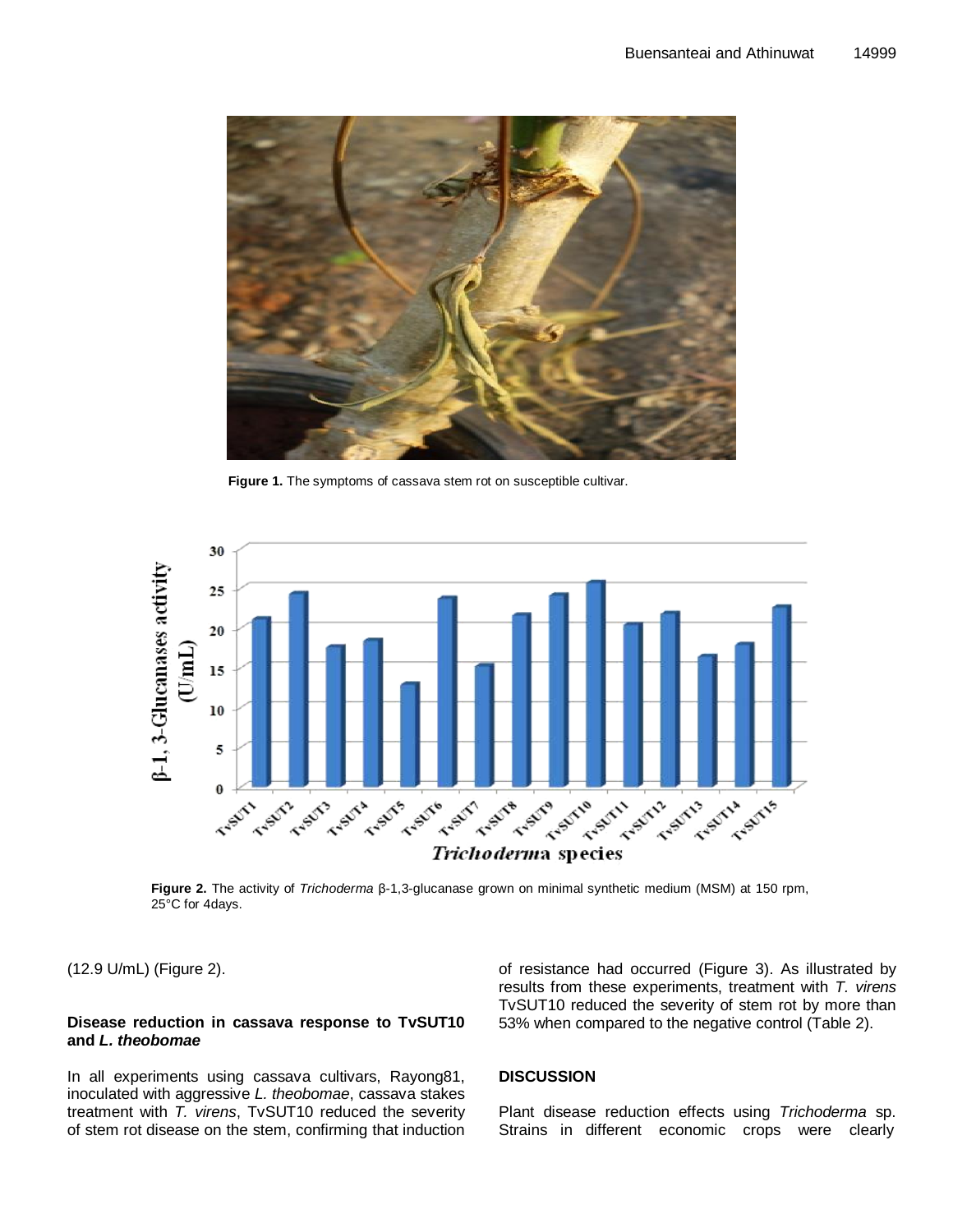**Figure 1.** The symptoms of cassava stem rot on susceptible cultivar.

**Figure 2.** The activity of *Trichoderma* β-1,3-glucanase grown on minimal synthetic medium (MSM) at 150 rpm, 25°C for 4days.

(12.9 U/mL) (Figure 2).

### Disease reduction in cassava response to TvSUT10 and *L. theobomae*

In all experiments using cassava cultivars, Rayong81, inoculated with aggressive *L. theobomae*, cassava stakes treatment with *T. virens*, TvSUT10 reduced the severity of stem rot disease on the stem, confirming that induction of resistance had occurred (Figure 3). As illustrated by results from these experiments, treatment with *T. virens* TvSUT10 reduced the severity of stem rot by more than 53% when compared to the negative control (Table 2).

## DISCUSSION

Plant disease reduction effects using *Trichoderma* sp. Strains in different economic crops were clearly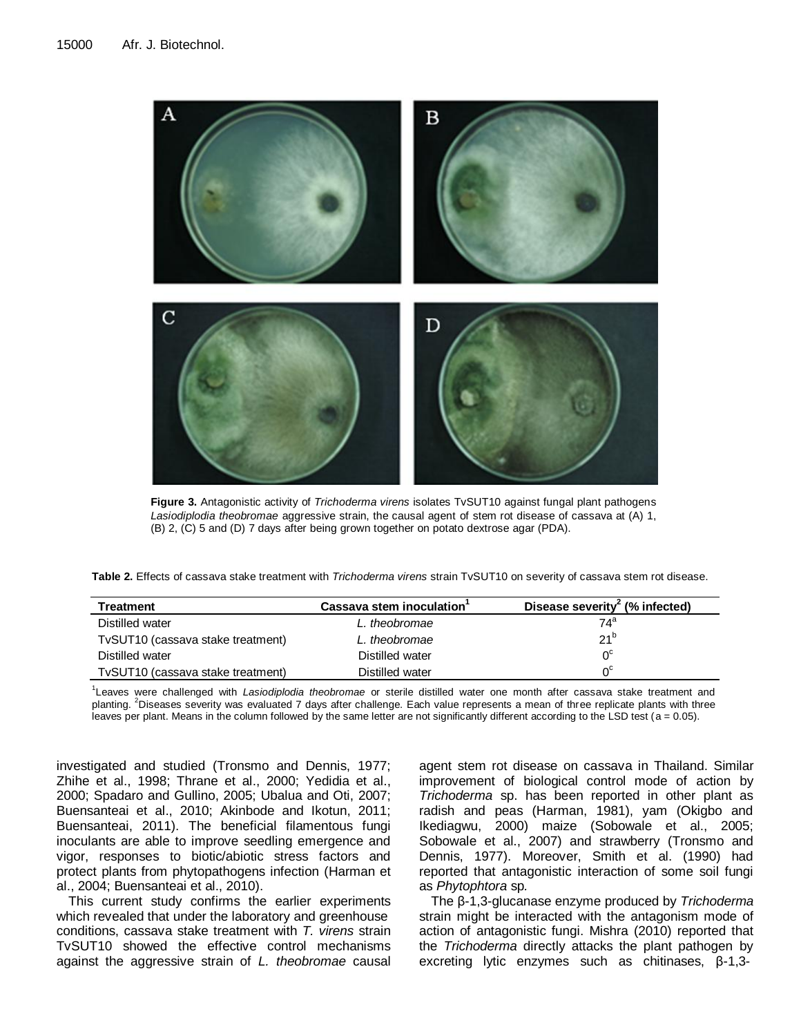**Figure 3.** Antagonistic activity of *Trichoderma virens* isolates TvSUT10 against fungal plant pathogens *Lasiodiplodia theobromae* aggressive strain, the causal agent of stem rot disease of cassava at (A) 1, (B) 2, (C) 5 and (D) 7 days after being grown together on potato dextrose agar (PDA).

**Table 2.** Effects of cassava stake treatment with *Trichoderma virens* strain TvSUT10 on severity of cassava stem rot disease.

| Treatment | Cassava stem inoculation[1] | Disease severity[2] (% infected) |
|---|---|---|
| Distilled water | *L. theobromae* | 74[a] |
| TvSUT10 (cassava stake treatment) | *L. theobromae* | 21[b] |
| Distilled water | Distilled water | 0[c] |
| TvSUT10 (cassava stake treatment) | Distilled water | 0[c] |

[1]Leaves were challenged with *Lasiodiplodia theobromae* or sterile distilled water one month after cassava stake treatment and planting. [2]Diseases severity was evaluated 7 days after challenge. Each value represents a mean of three replicate plants with three leaves per plant. Means in the column followed by the same letter are not significantly different according to the LSD test (a = 0.05).

investigated and studied (Tronsmo and Dennis, 1977; Zhihe et al., 1998; Thrane et al., 2000; Yedidia et al., 2000; Spadaro and Gullino, 2005; Ubalua and Oti, 2007; Buensanteai et al., 2010; Akinbode and Ikotun, 2011; Buensanteai, 2011). The beneficial filamentous fungi inoculants are able to improve seedling emergence and vigor, responses to biotic/abiotic stress factors and protect plants from phytopathogens infection (Harman et al., 2004; Buensanteai et al., 2010).

This current study confirms the earlier experiments which revealed that under the laboratory and greenhouse conditions, cassava stake treatment with *T. virens* strain TvSUT10 showed the effective control mechanisms against the aggressive strain of *L. theobromae* causal agent stem rot disease on cassava in Thailand. Similar improvement of biological control mode of action by *Trichoderma* sp. has been reported in other plant as radish and peas (Harman, 1981), yam (Okigbo and Ikediagwu, 2000) maize (Sobowale et al., 2005; Sobowale et al., 2007) and strawberry (Tronsmo and Dennis, 1977). Moreover, Smith et al. (1990) had reported that antagonistic interaction of some soil fungi as *Phytophtora* sp*.*

The β-1,3-glucanase enzyme produced by *Trichoderma* strain might be interacted with the antagonism mode of action of antagonistic fungi. Mishra (2010) reported that the *Trichoderma* directly attacks the plant pathogen by excreting lytic enzymes such as chitinases, β-1,3-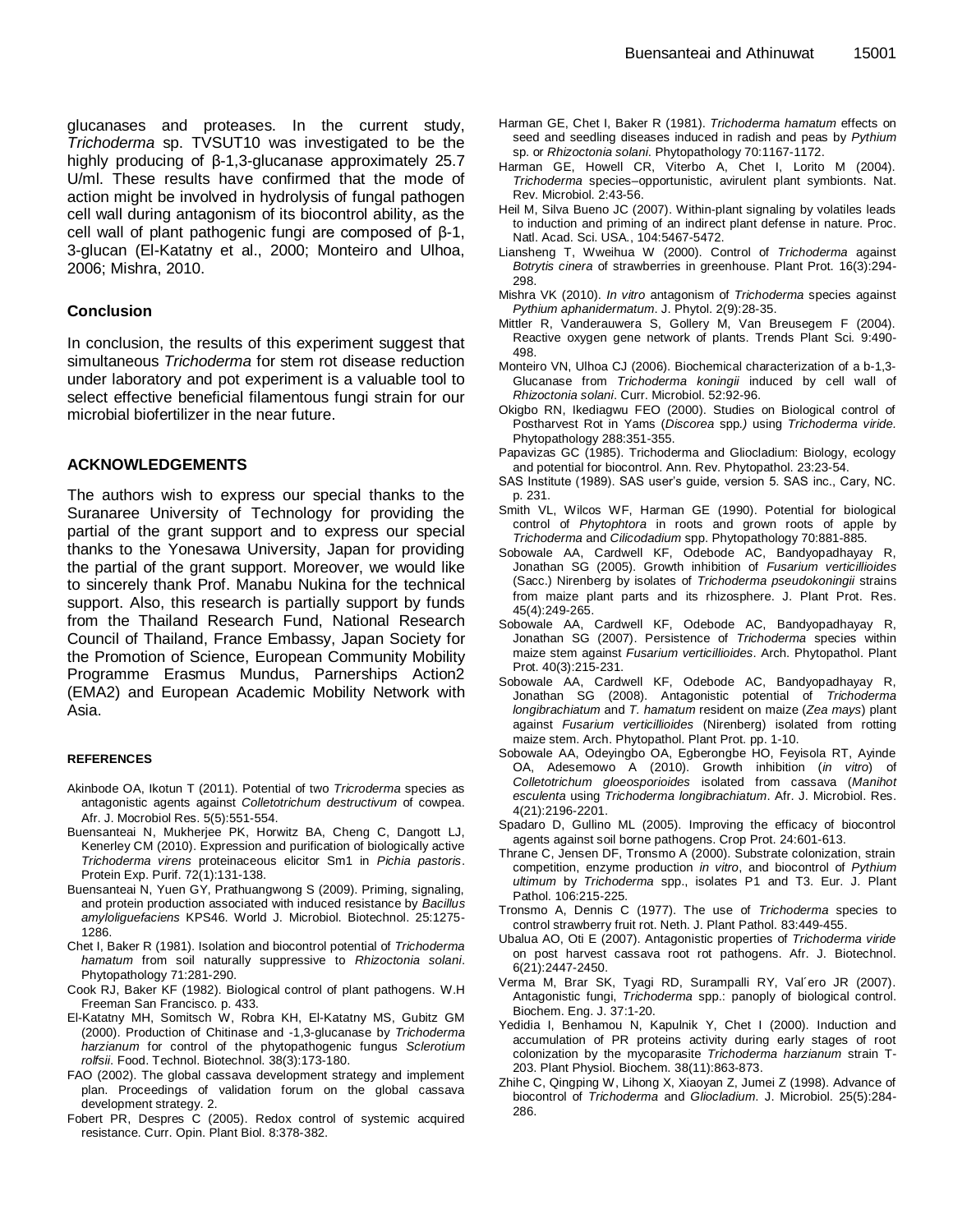glucanases and proteases. In the current study, *Trichoderma* sp. TVSUT10 was investigated to be the highly producing of β-1,3-glucanase approximately 25.7 U/ml. These results have confirmed that the mode of action might be involved in hydrolysis of fungal pathogen cell wall during antagonism of its biocontrol ability, as the cell wall of plant pathogenic fungi are composed of β-1, 3-glucan (El-Katatny et al., 2000; Monteiro and Ulhoa, 2006; Mishra, 2010.

## Conclusion

In conclusion, the results of this experiment suggest that simultaneous *Trichoderma* for stem rot disease reduction under laboratory and pot experiment is a valuable tool to select effective beneficial filamentous fungi strain for our microbial biofertilizer in the near future.

## ACKNOWLEDGEMENTS

The authors wish to express our special thanks to the Suranaree University of Technology for providing the partial of the grant support and to express our special thanks to the Yonesawa University, Japan for providing the partial of the grant support. Moreover, we would like to sincerely thank Prof. Manabu Nukina for the technical support. Also, this research is partially support by funds from the Thailand Research Fund, National Research Council of Thailand, France Embassy, Japan Society for the Promotion of Science, European Community Mobility Programme Erasmus Mundus, Parnerships Action2 (EMA2) and European Academic Mobility Network with Asia.

## REFERENCES

Akinbode OA, Ikotun T (2011). Potential of two *Tricroderma* species as antagonistic agents against *Colletotrichum destructivum* of cowpea. Afr. J. Mocrobiol Res. 5(5):551-554.

Buensanteai N, Mukherjee PK, Horwitz BA, Cheng C, Dangott LJ, Kenerley CM (2010). Expression and purification of biologically active *Trichoderma virens* proteinaceous elicitor Sm1 in *Pichia pastoris*. Protein Exp. Purif. 72(1):131-138.

Buensanteai N, Yuen GY, Prathuangwong S (2009). Priming, signaling, and protein production associated with induced resistance by *Bacillus amyloliguefaciens* KPS46. World J. Microbiol. Biotechnol. 25:1275-1286.

Chet I, Baker R (1981). Isolation and biocontrol potential of *Trichoderma hamatum* from soil naturally suppressive to *Rhizoctonia solani*. Phytopathology 71:281-290.

Cook RJ, Baker KF (1982). Biological control of plant pathogens. W.H Freeman San Francisco. p. 433.

El-Katatny MH, Somitsch W, Robra KH, El-Katatny MS, Gubitz GM (2000). Production of Chitinase and -1,3-glucanase by *Trichoderma harzianum* for control of the phytopathogenic fungus *Sclerotium rolfsii*. Food. Technol. Biotechnol. 38(3):173-180.

FAO (2002). The global cassava development strategy and implement plan. Proceedings of validation forum on the global cassava development strategy. 2.

Fobert PR, Despres C (2005). Redox control of systemic acquired resistance. Curr. Opin. Plant Biol. 8:378-382.

Harman GE, Chet I, Baker R (1981). *Trichoderma hamatum* effects on seed and seedling diseases induced in radish and peas by *Pythium* sp. or *Rhizoctonia solani*. Phytopathology 70:1167-1172.

Harman GE, Howell CR, Viterbo A, Chet I, Lorito M (2004). *Trichoderma* species–opportunistic, avirulent plant symbionts. Nat. Rev. Microbiol. 2:43-56.

Heil M, Silva Bueno JC (2007). Within-plant signaling by volatiles leads to induction and priming of an indirect plant defense in nature. Proc. Natl. Acad. Sci. USA., 104:5467-5472.

Liansheng T, Wweihua W (2000). Control of *Trichoderma* against *Botrytis cinera* of strawberries in greenhouse. Plant Prot. 16(3):294-298.

Mishra VK (2010). *In vitro* antagonism of *Trichoderma* species against *Pythium aphanidermatum*. J. Phytol. 2(9):28-35.

Mittler R, Vanderauwera S, Gollery M, Van Breusegem F (2004). Reactive oxygen gene network of plants. Trends Plant Sci. 9:490-498.

Monteiro VN, Ulhoa CJ (2006). Biochemical characterization of a b-1,3-Glucanase from *Trichoderma koningii* induced by cell wall of *Rhizoctonia solani*. Curr. Microbiol. 52:92-96.

Okigbo RN, Ikediagwu FEO (2000). Studies on Biological control of Postharvest Rot in Yams (*Discorea* spp*.)* using *Trichoderma viride.* Phytopathology 288:351-355.

Papavizas GC (1985). Trichoderma and Gliocladium: Biology, ecology and potential for biocontrol. Ann. Rev. Phytopathol. 23:23-54.

SAS Institute (1989). SAS user's guide, version 5. SAS inc., Cary, NC. p. 231.

Smith VL, Wilcos WF, Harman GE (1990). Potential for biological control of *Phytophtora* in roots and grown roots of apple by *Trichoderma* and *Cilicodadium* spp. Phytopathology 70:881-885.

Sobowale AA, Cardwell KF, Odebode AC, Bandyopadhayay R, Jonathan SG (2005). Growth inhibition of *Fusarium verticillioides* (Sacc.) Nirenberg by isolates of *Trichoderma pseudokoningii* strains from maize plant parts and its rhizosphere. J. Plant Prot. Res. 45(4):249-265.

Sobowale AA, Cardwell KF, Odebode AC, Bandyopadhayay R, Jonathan SG (2007). Persistence of *Trichoderma* species within maize stem against *Fusarium verticillioides*. Arch. Phytopathol. Plant Prot. 40(3):215-231.

Sobowale AA, Cardwell KF, Odebode AC, Bandyopadhayay R, Jonathan SG (2008). Antagonistic potential of *Trichoderma longibrachiatum* and *T. hamatum* resident on maize (*Zea mays*) plant against *Fusarium verticillioides* (Nirenberg) isolated from rotting maize stem. Arch. Phytopathol. Plant Prot. pp. 1-10.

Sobowale AA, Odeyingbo OA, Egberongbe HO, Feyisola RT, Ayinde OA, Adesemowo A (2010). Growth inhibition (*in vitro*) of *Colletotrichum gloeosporioides* isolated from cassava (*Manihot esculenta* using *Trichoderma longibrachiatum*. Afr. J. Microbiol. Res. 4(21):2196-2201.

Spadaro D, Gullino ML (2005). Improving the efficacy of biocontrol agents against soil borne pathogens. Crop Prot. 24:601-613.

Thrane C, Jensen DF, Tronsmo A (2000). Substrate colonization, strain competition, enzyme production *in vitro*, and biocontrol of *Pythium ultimum* by *Trichoderma* spp., isolates P1 and T3. Eur. J. Plant Pathol. 106:215-225.

Tronsmo A, Dennis C (1977). The use of *Trichoderma* species to control strawberry fruit rot. Neth. J. Plant Pathol. 83:449-455.

Ubalua AO, Oti E (2007). Antagonistic properties of *Trichoderma viride* on post harvest cassava root rot pathogens. Afr. J. Biotechnol. 6(21):2447-2450.

Verma M, Brar SK, Tyagi RD, Surampalli RY, Val´ero JR (2007). Antagonistic fungi, *Trichoderma* spp.: panoply of biological control. Biochem. Eng. J. 37:1-20.

Yedidia I, Benhamou N, Kapulnik Y, Chet I (2000). Induction and accumulation of PR proteins activity during early stages of root colonization by the mycoparasite *Trichoderma harzianum* strain T-203. Plant Physiol. Biochem. 38(11):863-873.

Zhihe C, Qingping W, Lihong X, Xiaoyan Z, Jumei Z (1998). Advance of biocontrol of *Trichoderma* and *Gliocladium*. J. Microbiol. 25(5):284-286.